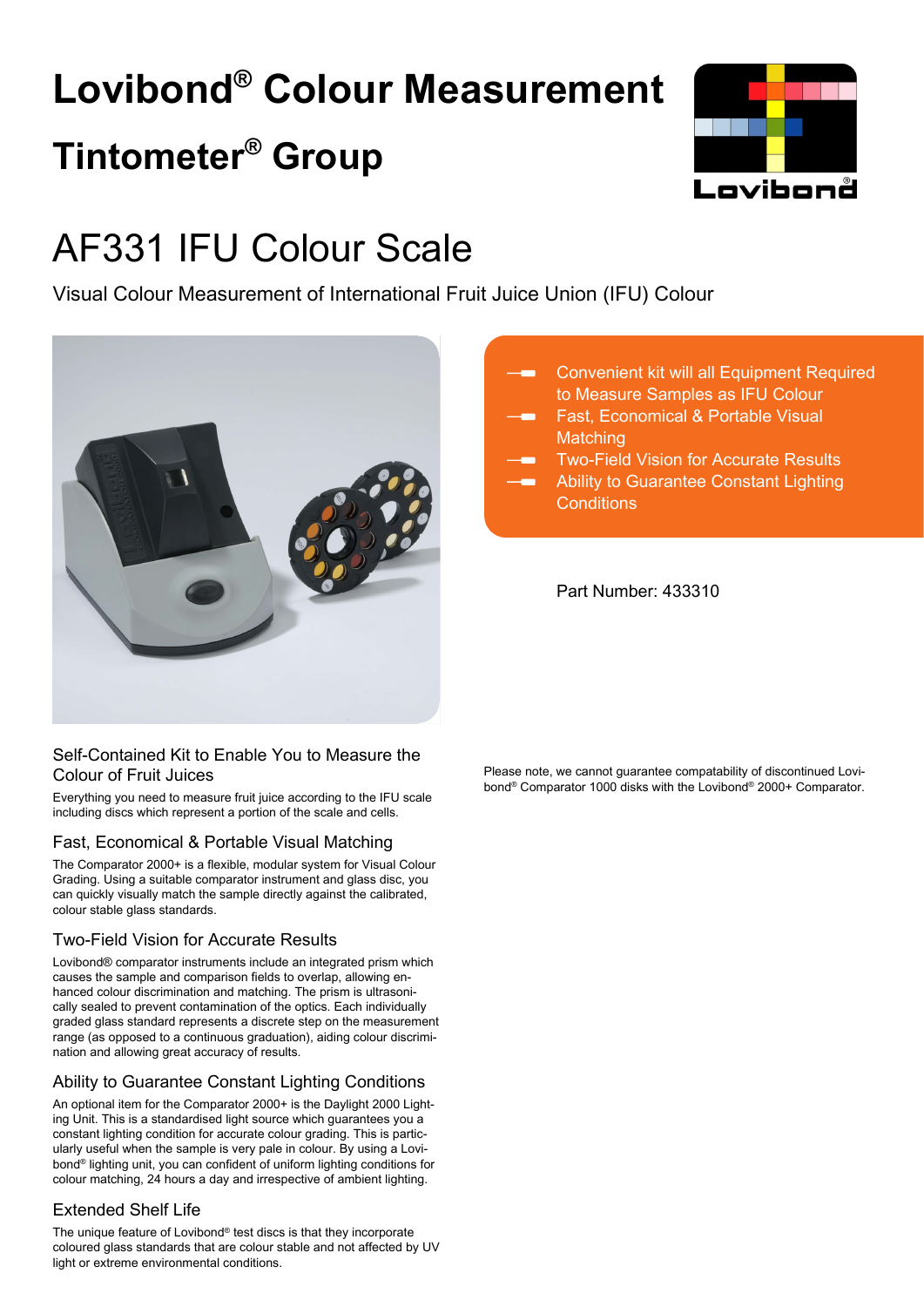# Lovibond® Colour Measurement

## Tintometer® Group

# AF331 IFU Colour Scale

Visual Colour Measurement of International Fruit Juice Union (IFU) Colour

- Convenient kit will all Equipment Required to Measure Samples as IFU Colour
- Fast, Economical & Portable Visual Matching
- Two-Field Vision for Accurate Results
- Ability to Guarantee Constant Lighting Conditions

Part Number: 433310

### Self-Contained Kit to Enable You to Measure the Colour of Fruit Juices

Everything you need to measure fruit juice according to the IFU scale including discs which represent a portion of the scale and cells.

### Fast, Economical & Portable Visual Matching

The Comparator 2000+ is a flexible, modular system for Visual Colour Grading. Using a suitable comparator instrument and glass disc, you can quickly visually match the sample directly against the calibrated, colour stable glass standards.

### Two-Field Vision for Accurate Results

Lovibond® comparator instruments include an integrated prism which causes the sample and comparison fields to overlap, allowing enhanced colour discrimination and matching. The prism is ultrasonically sealed to prevent contamination of the optics. Each individually graded glass standard represents a discrete step on the measurement range (as opposed to a continuous graduation), aiding colour discrimination and allowing great accuracy of results.

### Ability to Guarantee Constant Lighting Conditions

An optional item for the Comparator 2000+ is the Daylight 2000 Lighting Unit. This is a standardised light source which guarantees you a constant lighting condition for accurate colour grading. This is particularly useful when the sample is very pale in colour. By using a Lovibond® lighting unit, you can confident of uniform lighting conditions for colour matching, 24 hours a day and irrespective of ambient lighting.

### Extended Shelf Life

The unique feature of Lovibond® test discs is that they incorporate coloured glass standards that are colour stable and not affected by UV light or extreme environmental conditions.

Please note, we cannot guarantee compatability of discontinued Lovibond® Comparator 1000 disks with the Lovibond® 2000+ Comparator.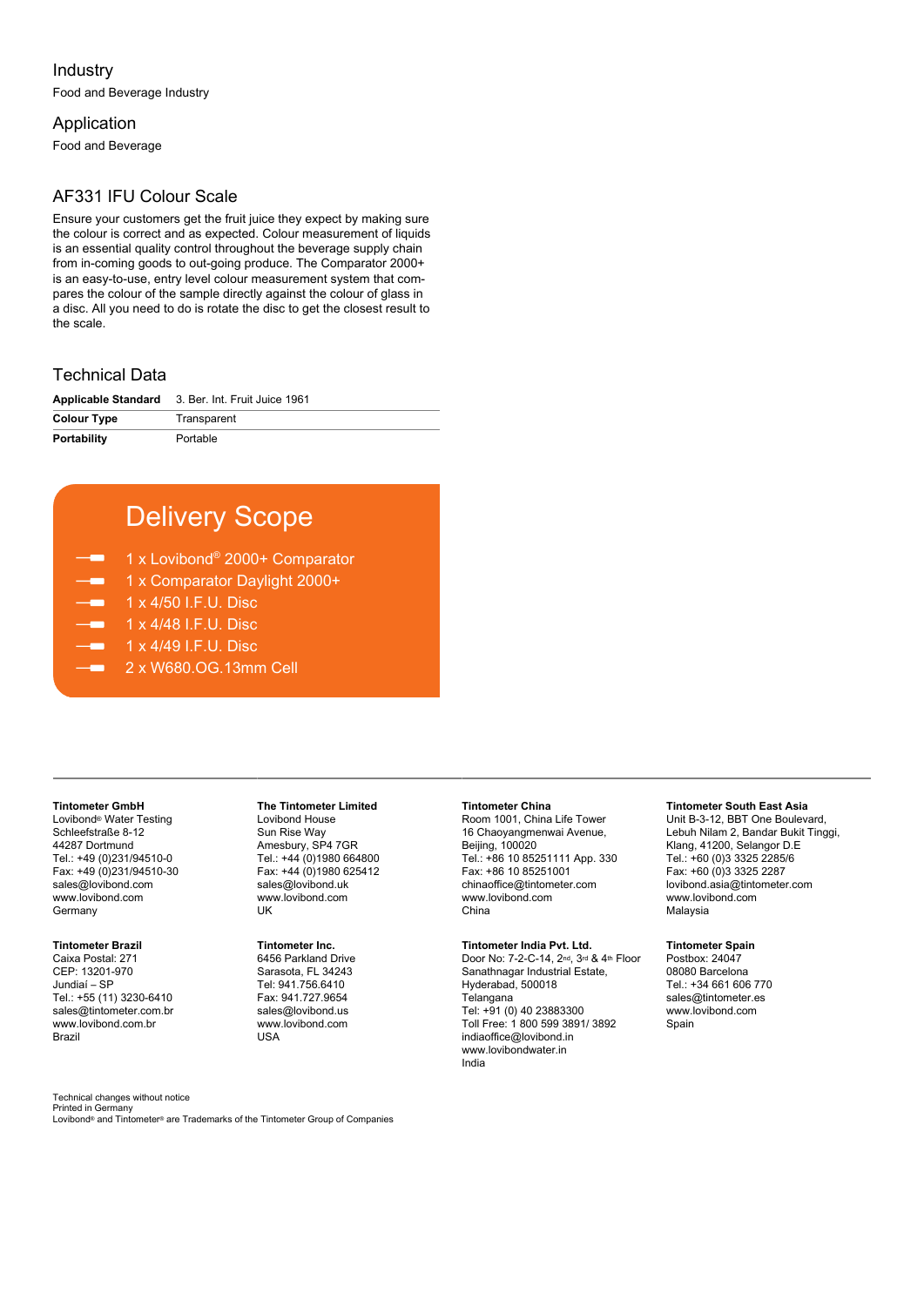## Industry

Food and Beverage Industry

## Application

Food and Beverage

## AF331 IFU Colour Scale

Ensure your customers get the fruit juice they expect by making sure the colour is correct and as expected. Colour measurement of liquids is an essential quality control throughout the beverage supply chain from in-coming goods to out-going produce. The Comparator 2000+ is an easy-to-use, entry level colour measurement system that compares the colour of the sample directly against the colour of glass in a disc. All you need to do is rotate the disc to get the closest result to the scale.

## Technical Data

| | |
|---|---|
| **Applicable Standard** | 3. Ber. Int. Fruit Juice 1961 |
| **Colour Type** | Transparent |
| **Portability** | Portable |

## Delivery Scope

- 1 x Lovibond® 2000+ Comparator
- 1 x Comparator Daylight 2000+
- 1 x 4/50 I.F.U. Disc
- 1 x 4/48 I.F.U. Disc
- 1 x 4/49 I.F.U. Disc
- 2 x W680.OG.13mm Cell

---

**Tintometer GmbH**
Lovibond® Water Testing
Schleefstraße 8-12
44287 Dortmund
Tel.: +49 (0)231/94510-0
Fax: +49 (0)231/94510-30
sales@lovibond.com
www.lovibond.com
Germany

**The Tintometer Limited**
Lovibond House
Sun Rise Way
Amesbury, SP4 7GR
Tel.: +44 (0)1980 664800
Fax: +44 (0)1980 625412
sales@lovibond.uk
www.lovibond.com
UK

**Tintometer China**
Room 1001, China Life Tower
16 Chaoyangmenwai Avenue,
Beijing, 100020
Tel.: +86 10 85251111 App. 330
Fax: +86 10 85251001
chinaoffice@tintometer.com
www.lovibond.com
China

**Tintometer South East Asia**
Unit B-3-12, BBT One Boulevard,
Lebuh Nilam 2, Bandar Bukit Tinggi,
Klang, 41200, Selangor D.E
Tel.: +60 (0)3 3325 2285/6
Fax: +60 (0)3 3325 2287
lovibond.asia@tintometer.com
www.lovibond.com
Malaysia

**Tintometer Brazil**
Caixa Postal: 271
CEP: 13201-970
Jundiaí – SP
Tel.: +55 (11) 3230-6410
sales@tintometer.com.br
www.lovibond.com.br
Brazil

**Tintometer Inc.**
6456 Parkland Drive
Sarasota, FL 34243
Tel: 941.756.6410
Fax: 941.727.9654
sales@lovibond.us
www.lovibond.com
USA

**Tintometer India Pvt. Ltd.**
Door No: 7-2-C-14, 2nd, 3rd & 4th Floor
Sanathnagar Industrial Estate,
Hyderabad, 500018
Telangana
Tel: +91 (0) 40 23883300
Toll Free: 1 800 599 3891/ 3892
indiaoffice@lovibond.in
www.lovibondwater.in
India

**Tintometer Spain**
Postbox: 24047
08080 Barcelona
Tel.: +34 661 606 770
sales@tintometer.es
www.lovibond.com
Spain

Technical changes without notice
Printed in Germany
Lovibond® and Tintometer® are Trademarks of the Tintometer Group of Companies